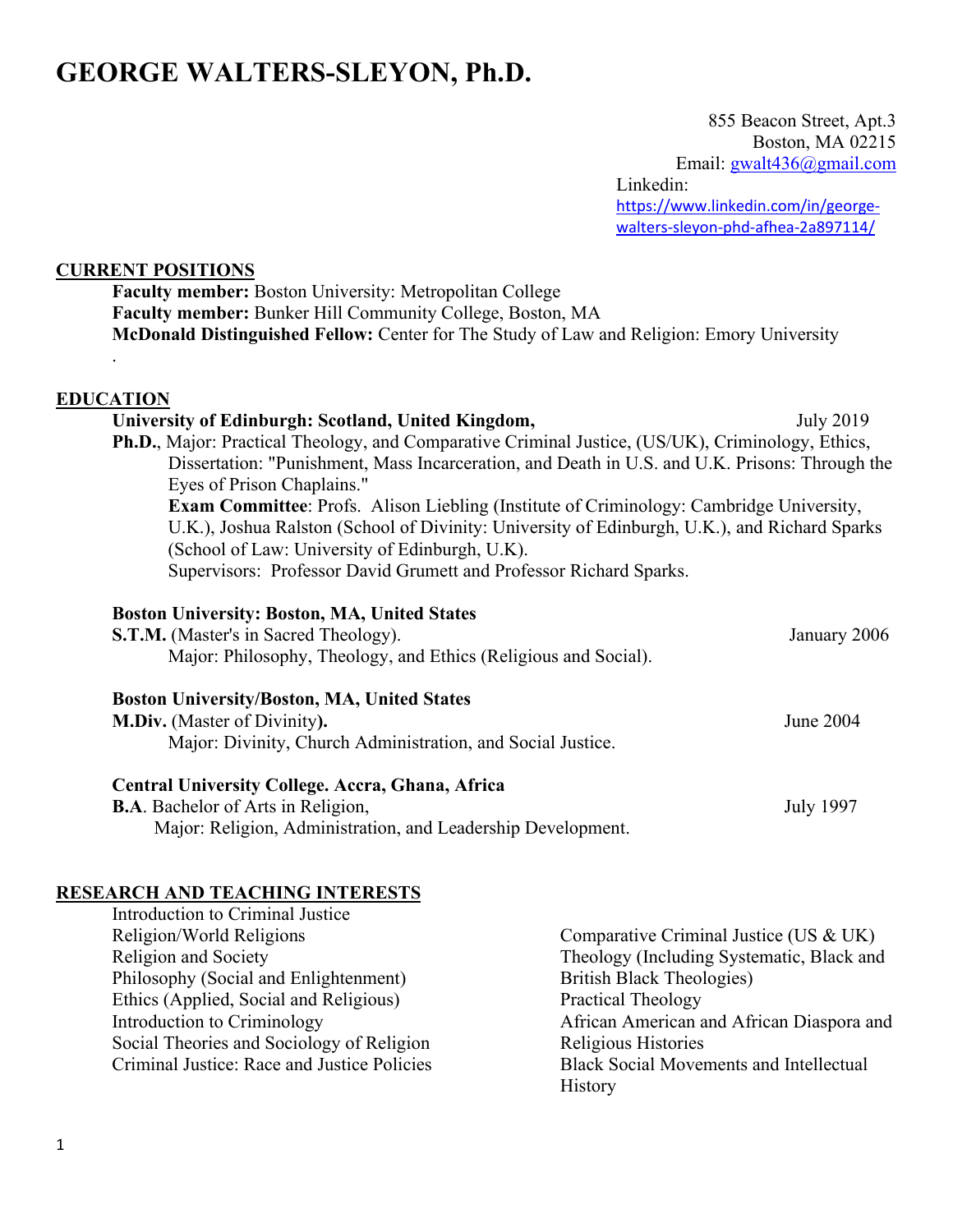# GEORGE WALTERS-SLEYON, Ph.D.

855 Beacon Street, Apt.3
Boston, MA 02215
Email: gwalt436@gmail.com
Linkedin:
https://www.linkedin.com/in/george-walters-sleyon-phd-afhea-2a897114/

## CURRENT POSITIONS

**Faculty member:** Boston University: Metropolitan College
**Faculty member:** Bunker Hill Community College, Boston, MA
**McDonald Distinguished Fellow:** Center for The Study of Law and Religion: Emory University
.

## EDUCATION

**University of Edinburgh: Scotland, United Kingdom,** July 2019
**Ph.D.**, Major: Practical Theology, and Comparative Criminal Justice, (US/UK), Criminology, Ethics, Dissertation: "Punishment, Mass Incarceration, and Death in U.S. and U.K. Prisons: Through the Eyes of Prison Chaplains."
**Exam Committee**: Profs. Alison Liebling (Institute of Criminology: Cambridge University, U.K.), Joshua Ralston (School of Divinity: University of Edinburgh, U.K.), and Richard Sparks (School of Law: University of Edinburgh, U.K).
Supervisors: Professor David Grumett and Professor Richard Sparks.

**Boston University: Boston, MA, United States**
**S.T.M.** (Master's in Sacred Theology). January 2006
Major: Philosophy, Theology, and Ethics (Religious and Social).

**Boston University/Boston, MA, United States**
**M.Div.** (Master of Divinity**).** June 2004
Major: Divinity, Church Administration, and Social Justice.

**Central University College. Accra, Ghana, Africa**
**B.A**. Bachelor of Arts in Religion, July 1997
Major: Religion, Administration, and Leadership Development.

## RESEARCH AND TEACHING INTERESTS

Introduction to Criminal Justice
Religion/World Religions
Religion and Society
Philosophy (Social and Enlightenment)
Ethics (Applied, Social and Religious)
Introduction to Criminology
Social Theories and Sociology of Religion
Criminal Justice: Race and Justice Policies
Comparative Criminal Justice (US & UK)
Theology (Including Systematic, Black and British Black Theologies)
Practical Theology
African American and African Diaspora and Religious Histories
Black Social Movements and Intellectual History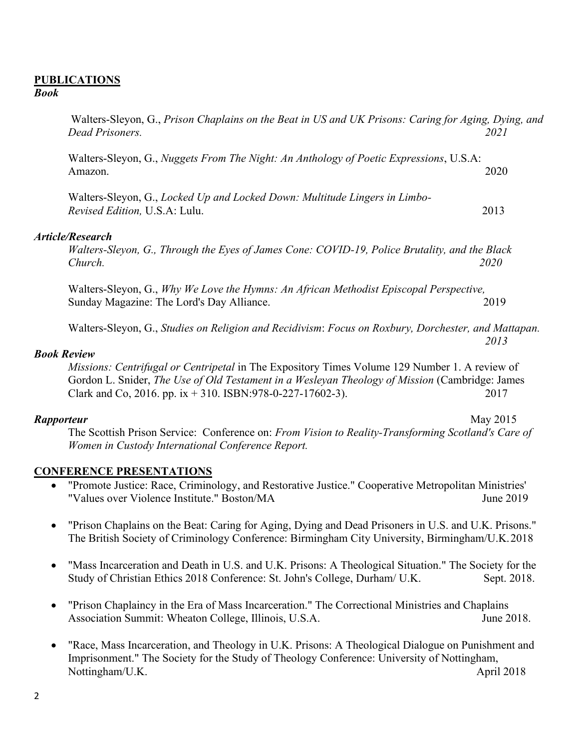## PUBLICATIONS

### *Book*

Walters-Sleyon, G., *Prison Chaplains on the Beat in US and UK Prisons: Caring for Aging, Dying, and Dead Prisoners.* *2021*

Walters-Sleyon, G., *Nuggets From The Night: An Anthology of Poetic Expressions*, U.S.A: Amazon. 2020

Walters-Sleyon, G., *Locked Up and Locked Down: Multitude Lingers in Limbo- Revised Edition,* U.S.A: Lulu. 2013

### *Article/Research*

*Walters-Sleyon, G., Through the Eyes of James Cone: COVID-19, Police Brutality, and the Black Church.* *2020*

Walters-Sleyon, G., *Why We Love the Hymns: An African Methodist Episcopal Perspective,* Sunday Magazine: The Lord's Day Alliance. 2019

Walters-Sleyon, G., *Studies on Religion and Recidivism*: *Focus on Roxbury, Dorchester, and Mattapan.* *2013*

### *Book Review*

*Missions: Centrifugal or Centripetal* in The Expository Times Volume 129 Number 1. A review of Gordon L. Snider, *The Use of Old Testament in a Wesleyan Theology of Mission* (Cambridge: James Clark and Co, 2016. pp. ix + 310. ISBN:978-0-227-17602-3). 2017

### *Rapporteur* May 2015

The Scottish Prison Service: Conference on: *From Vision to Reality-Transforming Scotland's Care of Women in Custody International Conference Report.*

## CONFERENCE PRESENTATIONS

- "Promote Justice: Race, Criminology, and Restorative Justice." Cooperative Metropolitan Ministries' "Values over Violence Institute." Boston/MA June 2019
- "Prison Chaplains on the Beat: Caring for Aging, Dying and Dead Prisoners in U.S. and U.K. Prisons." The British Society of Criminology Conference: Birmingham City University, Birmingham/U.K. 2018
- "Mass Incarceration and Death in U.S. and U.K. Prisons: A Theological Situation." The Society for the Study of Christian Ethics 2018 Conference: St. John's College, Durham/ U.K. Sept. 2018.
- "Prison Chaplaincy in the Era of Mass Incarceration." The Correctional Ministries and Chaplains Association Summit: Wheaton College, Illinois, U.S.A. June 2018.
- "Race, Mass Incarceration, and Theology in U.K. Prisons: A Theological Dialogue on Punishment and Imprisonment." The Society for the Study of Theology Conference: University of Nottingham, Nottingham/U.K. April 2018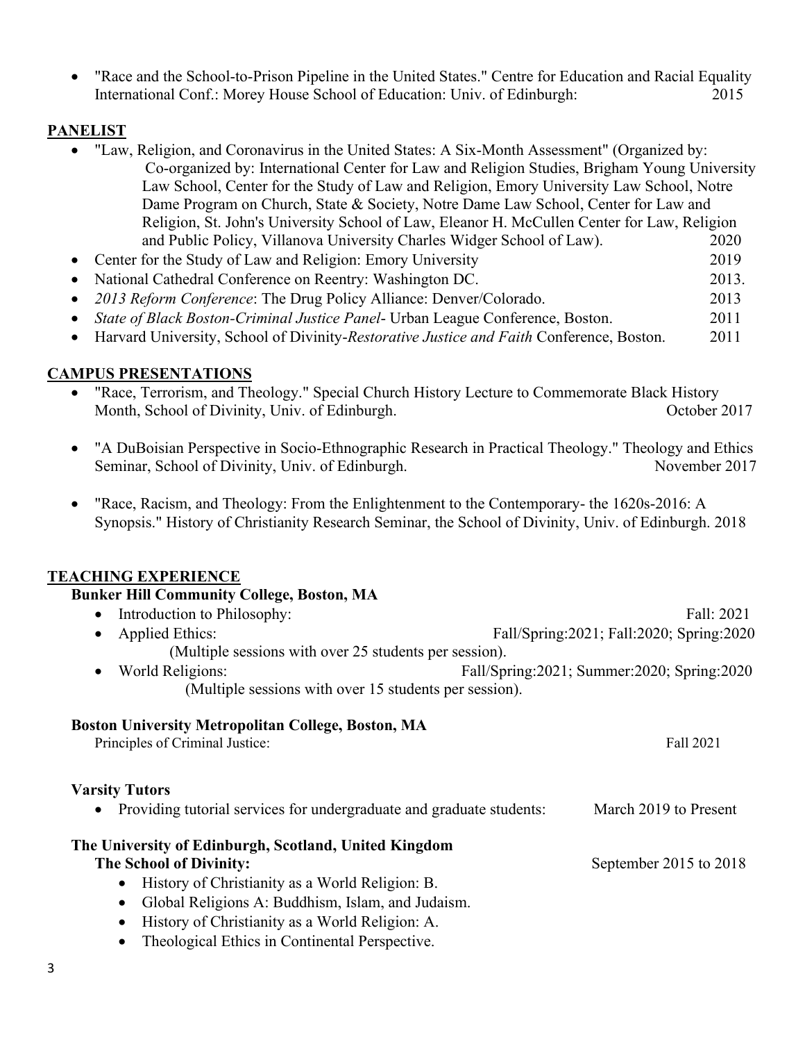- "Race and the School-to-Prison Pipeline in the United States." Centre for Education and Racial Equality International Conf.: Morey House School of Education: Univ. of Edinburgh: 2015

## PANELIST

- "Law, Religion, and Coronavirus in the United States: A Six-Month Assessment" (Organized by: Co-organized by: International Center for Law and Religion Studies, Brigham Young University Law School, Center for the Study of Law and Religion, Emory University Law School, Notre Dame Program on Church, State & Society, Notre Dame Law School, Center for Law and Religion, St. John's University School of Law, Eleanor H. McCullen Center for Law, Religion and Public Policy, Villanova University Charles Widger School of Law). 2020
- Center for the Study of Law and Religion: Emory University 2019
- National Cathedral Conference on Reentry: Washington DC. 2013.
- *2013 Reform Conference*: The Drug Policy Alliance: Denver/Colorado. 2013
- *State of Black Boston-Criminal Justice Panel*- Urban League Conference, Boston. 2011
- Harvard University, School of Divinity-*Restorative Justice and Faith* Conference, Boston. 2011

## CAMPUS PRESENTATIONS

- "Race, Terrorism, and Theology." Special Church History Lecture to Commemorate Black History Month, School of Divinity, Univ. of Edinburgh. October 2017
- "A DuBoisian Perspective in Socio-Ethnographic Research in Practical Theology." Theology and Ethics Seminar, School of Divinity, Univ. of Edinburgh. November 2017
- "Race, Racism, and Theology: From the Enlightenment to the Contemporary- the 1620s-2016: A Synopsis." History of Christianity Research Seminar, the School of Divinity, Univ. of Edinburgh. 2018

## TEACHING EXPERIENCE

**Bunker Hill Community College, Boston, MA**

- Introduction to Philosophy: Fall: 2021
- Applied Ethics: Fall/Spring:2021; Fall:2020; Spring:2020
  (Multiple sessions with over 25 students per session).
- World Religions: Fall/Spring:2021; Summer:2020; Spring:2020
  (Multiple sessions with over 15 students per session).

**Boston University Metropolitan College, Boston, MA**

Principles of Criminal Justice: Fall 2021

**Varsity Tutors**

- Providing tutorial services for undergraduate and graduate students: March 2019 to Present

**The University of Edinburgh, Scotland, United Kingdom**
**The School of Divinity:** September 2015 to 2018

- History of Christianity as a World Religion: B.
- Global Religions A: Buddhism, Islam, and Judaism.
- History of Christianity as a World Religion: A.
- Theological Ethics in Continental Perspective.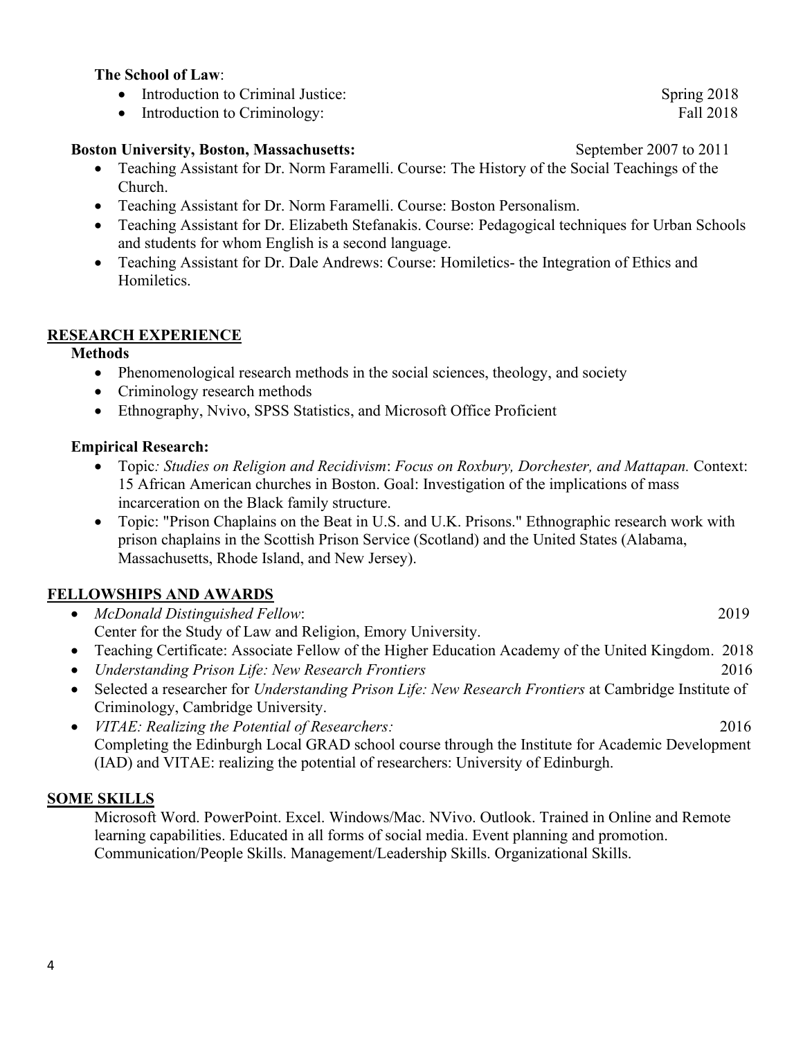**The School of Law**:

- Introduction to Criminal Justice: Spring 2018
- Introduction to Criminology: Fall 2018

**Boston University, Boston, Massachusetts:** September 2007 to 2011

- Teaching Assistant for Dr. Norm Faramelli. Course: The History of the Social Teachings of the Church.
- Teaching Assistant for Dr. Norm Faramelli. Course: Boston Personalism.
- Teaching Assistant for Dr. Elizabeth Stefanakis. Course: Pedagogical techniques for Urban Schools and students for whom English is a second language.
- Teaching Assistant for Dr. Dale Andrews: Course: Homiletics- the Integration of Ethics and Homiletics.

## RESEARCH EXPERIENCE

**Methods**

- Phenomenological research methods in the social sciences, theology, and society
- Criminology research methods
- Ethnography, Nvivo, SPSS Statistics, and Microsoft Office Proficient

**Empirical Research:**

- Topic*: Studies on Religion and Recidivism*: *Focus on Roxbury, Dorchester, and Mattapan.* Context: 15 African American churches in Boston. Goal: Investigation of the implications of mass incarceration on the Black family structure.
- Topic: "Prison Chaplains on the Beat in U.S. and U.K. Prisons." Ethnographic research work with prison chaplains in the Scottish Prison Service (Scotland) and the United States (Alabama, Massachusetts, Rhode Island, and New Jersey).

## FELLOWSHIPS AND AWARDS

- *McDonald Distinguished Fellow*: 2019
  Center for the Study of Law and Religion, Emory University.
- Teaching Certificate: Associate Fellow of the Higher Education Academy of the United Kingdom. 2018
- *Understanding Prison Life: New Research Frontiers* 2016
- Selected a researcher for *Understanding Prison Life: New Research Frontiers* at Cambridge Institute of Criminology, Cambridge University.
- *VITAE: Realizing the Potential of Researchers:* 2016
  Completing the Edinburgh Local GRAD school course through the Institute for Academic Development (IAD) and VITAE: realizing the potential of researchers: University of Edinburgh.

## SOME SKILLS

Microsoft Word. PowerPoint. Excel. Windows/Mac. NVivo. Outlook. Trained in Online and Remote learning capabilities. Educated in all forms of social media. Event planning and promotion. Communication/People Skills. Management/Leadership Skills. Organizational Skills.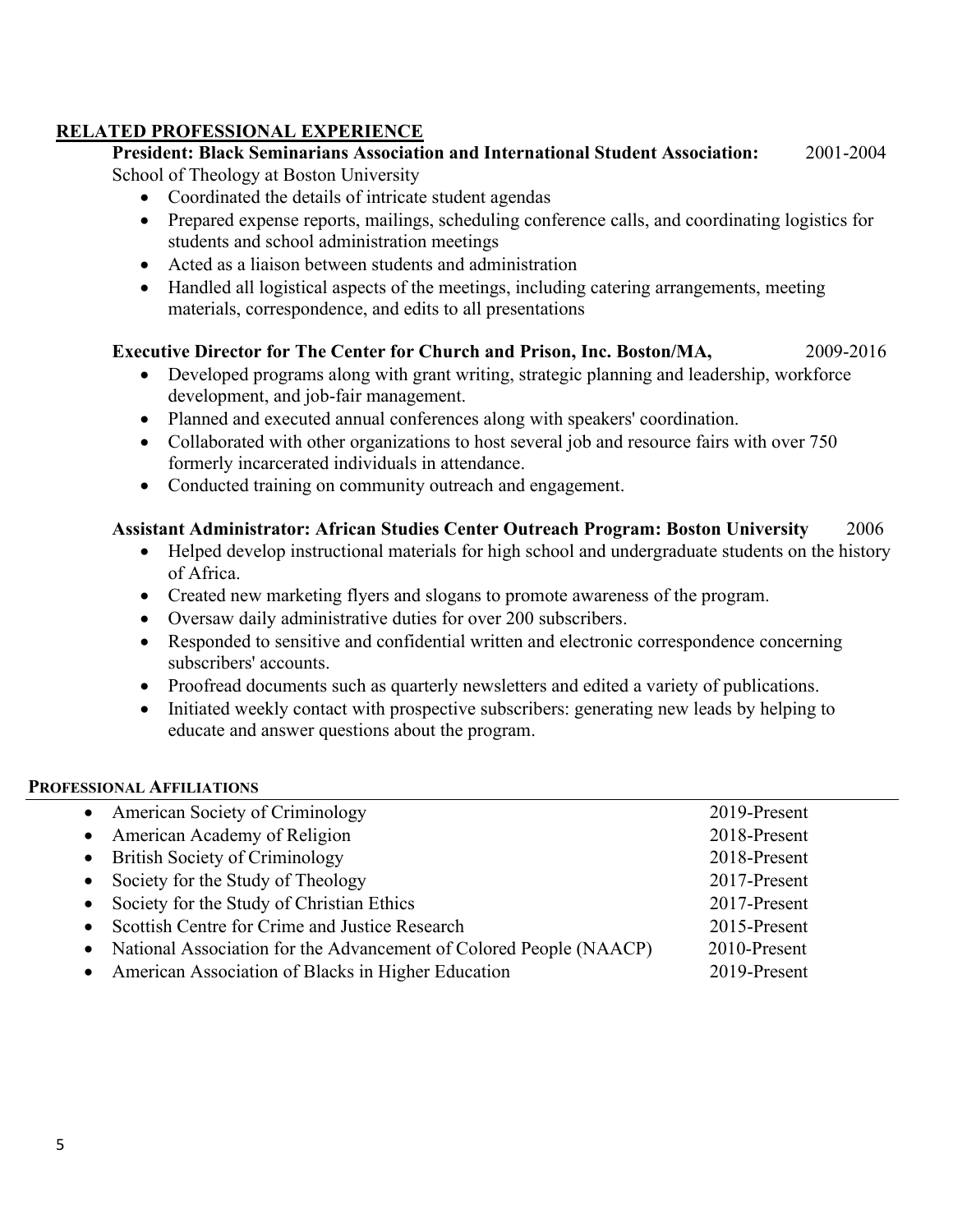## RELATED PROFESSIONAL EXPERIENCE

**President: Black Seminarians Association and International Student Association:** 2001-2004
School of Theology at Boston University

- Coordinated the details of intricate student agendas
- Prepared expense reports, mailings, scheduling conference calls, and coordinating logistics for students and school administration meetings
- Acted as a liaison between students and administration
- Handled all logistical aspects of the meetings, including catering arrangements, meeting materials, correspondence, and edits to all presentations

**Executive Director for The Center for Church and Prison, Inc. Boston/MA,** 2009-2016

- Developed programs along with grant writing, strategic planning and leadership, workforce development, and job-fair management.
- Planned and executed annual conferences along with speakers' coordination.
- Collaborated with other organizations to host several job and resource fairs with over 750 formerly incarcerated individuals in attendance.
- Conducted training on community outreach and engagement.

**Assistant Administrator: African Studies Center Outreach Program: Boston University** 2006

- Helped develop instructional materials for high school and undergraduate students on the history of Africa.
- Created new marketing flyers and slogans to promote awareness of the program.
- Oversaw daily administrative duties for over 200 subscribers.
- Responded to sensitive and confidential written and electronic correspondence concerning subscribers' accounts.
- Proofread documents such as quarterly newsletters and edited a variety of publications.
- Initiated weekly contact with prospective subscribers: generating new leads by helping to educate and answer questions about the program.

## PROFESSIONAL AFFILIATIONS

- American Society of Criminology 2019-Present
- American Academy of Religion 2018-Present
- British Society of Criminology 2018-Present
- Society for the Study of Theology 2017-Present
- Society for the Study of Christian Ethics 2017-Present
- Scottish Centre for Crime and Justice Research 2015-Present
- National Association for the Advancement of Colored People (NAACP) 2010-Present
- American Association of Blacks in Higher Education 2019-Present